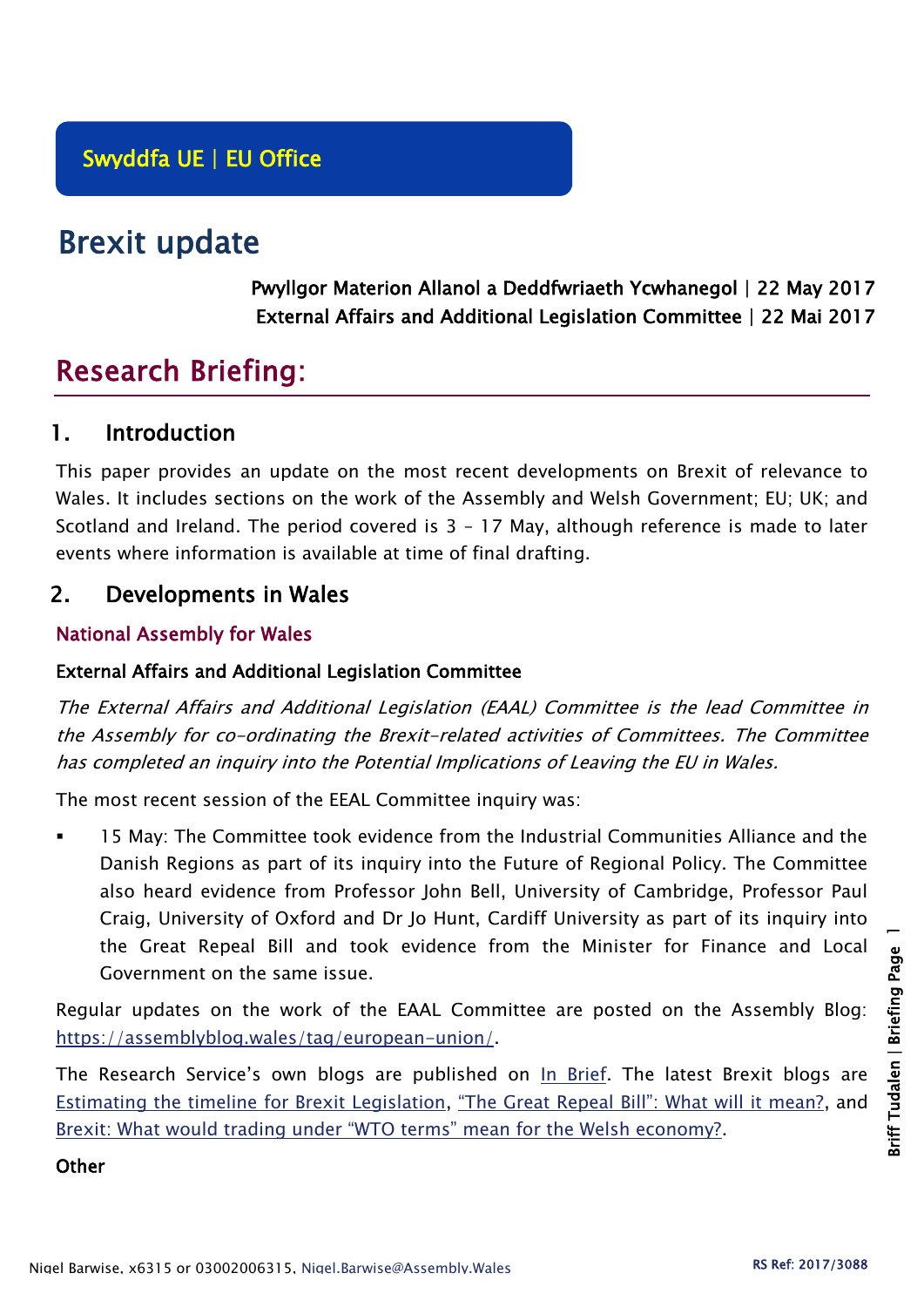Swyddfa UE | EU Office

# Brexit update

Pwyllgor Materion Allanol a Deddfwriaeth Ycwhanegol | 22 May 2017
External Affairs and Additional Legislation Committee | 22 Mai 2017

# Research Briefing:

## 1. Introduction

This paper provides an update on the most recent developments on Brexit of relevance to Wales. It includes sections on the work of the Assembly and Welsh Government; EU; UK; and Scotland and Ireland. The period covered is 3 – 17 May, although reference is made to later events where information is available at time of final drafting.

## 2. Developments in Wales

### National Assembly for Wales

#### External Affairs and Additional Legislation Committee

*The External Affairs and Additional Legislation (EAAL) Committee is the lead Committee in the Assembly for co-ordinating the Brexit-related activities of Committees. The Committee has completed an inquiry into the Potential Implications of Leaving the EU in Wales.*

The most recent session of the EEAL Committee inquiry was:

- 15 May: The Committee took evidence from the Industrial Communities Alliance and the Danish Regions as part of its inquiry into the Future of Regional Policy. The Committee also heard evidence from Professor John Bell, University of Cambridge, Professor Paul Craig, University of Oxford and Dr Jo Hunt, Cardiff University as part of its inquiry into the Great Repeal Bill and took evidence from the Minister for Finance and Local Government on the same issue.

Regular updates on the work of the EAAL Committee are posted on the Assembly Blog: https://assemblyblog.wales/tag/european-union/.

The Research Service's own blogs are published on In Brief. The latest Brexit blogs are Estimating the timeline for Brexit Legislation, "The Great Repeal Bill": What will it mean?, and Brexit: What would trading under "WTO terms" mean for the Welsh economy?.

#### Other

Nigel Barwise, x6315 or 03002006315, Nigel.Barwise@Assembly.Wales

RS Ref: 2017/3088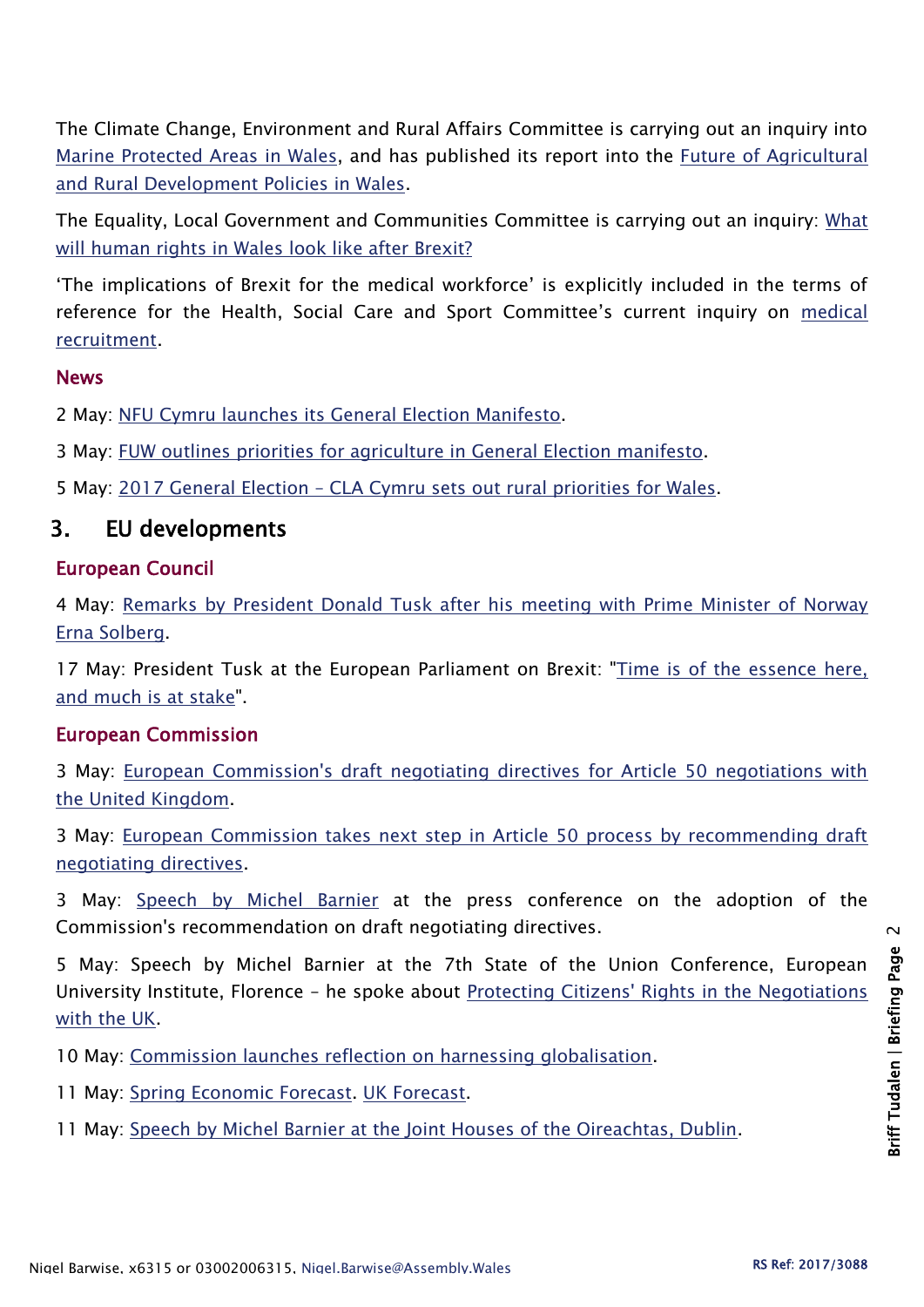The Climate Change, Environment and Rural Affairs Committee is carrying out an inquiry into Marine Protected Areas in Wales, and has published its report into the Future of Agricultural and Rural Development Policies in Wales.

The Equality, Local Government and Communities Committee is carrying out an inquiry: What will human rights in Wales look like after Brexit?

'The implications of Brexit for the medical workforce' is explicitly included in the terms of reference for the Health, Social Care and Sport Committee's current inquiry on medical recruitment.

### News

2 May: NFU Cymru launches its General Election Manifesto.

3 May: FUW outlines priorities for agriculture in General Election manifesto.

5 May: 2017 General Election – CLA Cymru sets out rural priorities for Wales.

## 3. EU developments

### European Council

4 May: Remarks by President Donald Tusk after his meeting with Prime Minister of Norway Erna Solberg.

17 May: President Tusk at the European Parliament on Brexit: "Time is of the essence here, and much is at stake".

### European Commission

3 May: European Commission's draft negotiating directives for Article 50 negotiations with the United Kingdom.

3 May: European Commission takes next step in Article 50 process by recommending draft negotiating directives.

3 May: Speech by Michel Barnier at the press conference on the adoption of the Commission's recommendation on draft negotiating directives.

5 May: Speech by Michel Barnier at the 7th State of the Union Conference, European University Institute, Florence – he spoke about Protecting Citizens' Rights in the Negotiations with the UK.

10 May: Commission launches reflection on harnessing globalisation.

11 May: Spring Economic Forecast. UK Forecast.

11 May: Speech by Michel Barnier at the Joint Houses of the Oireachtas, Dublin.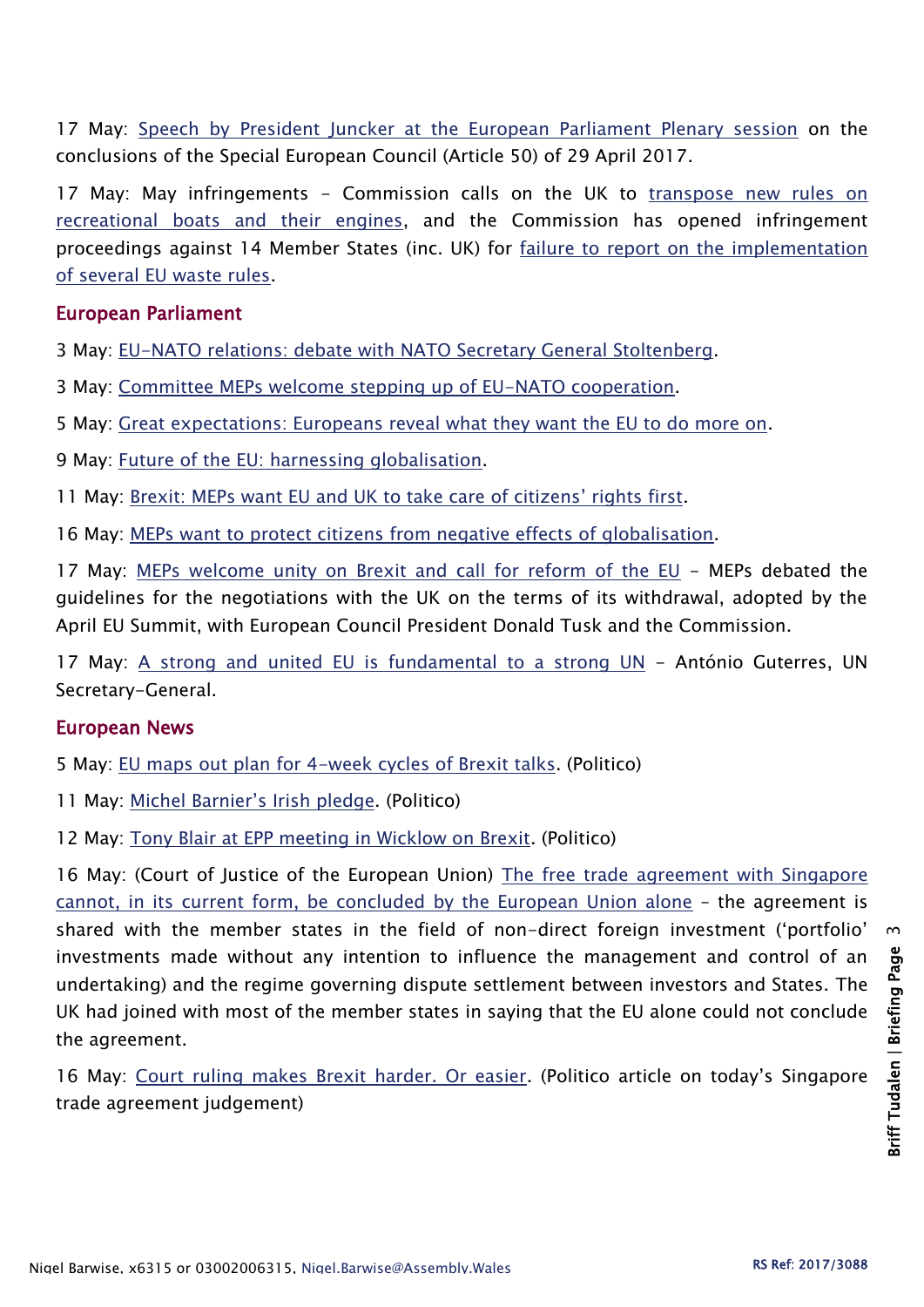17 May: Speech by President Juncker at the European Parliament Plenary session on the conclusions of the Special European Council (Article 50) of 29 April 2017.

17 May: May infringements – Commission calls on the UK to transpose new rules on recreational boats and their engines, and the Commission has opened infringement proceedings against 14 Member States (inc. UK) for failure to report on the implementation of several EU waste rules.

## European Parliament

3 May: EU-NATO relations: debate with NATO Secretary General Stoltenberg.

3 May: Committee MEPs welcome stepping up of EU-NATO cooperation.

5 May: Great expectations: Europeans reveal what they want the EU to do more on.

9 May: Future of the EU: harnessing globalisation.

11 May: Brexit: MEPs want EU and UK to take care of citizens' rights first.

16 May: MEPs want to protect citizens from negative effects of globalisation.

17 May: MEPs welcome unity on Brexit and call for reform of the EU – MEPs debated the guidelines for the negotiations with the UK on the terms of its withdrawal, adopted by the April EU Summit, with European Council President Donald Tusk and the Commission.

17 May: A strong and united EU is fundamental to a strong UN – António Guterres, UN Secretary-General.

## European News

5 May: EU maps out plan for 4-week cycles of Brexit talks. (Politico)

11 May: Michel Barnier's Irish pledge. (Politico)

12 May: Tony Blair at EPP meeting in Wicklow on Brexit. (Politico)

16 May: (Court of Justice of the European Union) The free trade agreement with Singapore cannot, in its current form, be concluded by the European Union alone – the agreement is shared with the member states in the field of non-direct foreign investment ('portfolio' investments made without any intention to influence the management and control of an undertaking) and the regime governing dispute settlement between investors and States. The UK had joined with most of the member states in saying that the EU alone could not conclude the agreement.

16 May: Court ruling makes Brexit harder. Or easier. (Politico article on today's Singapore trade agreement judgement)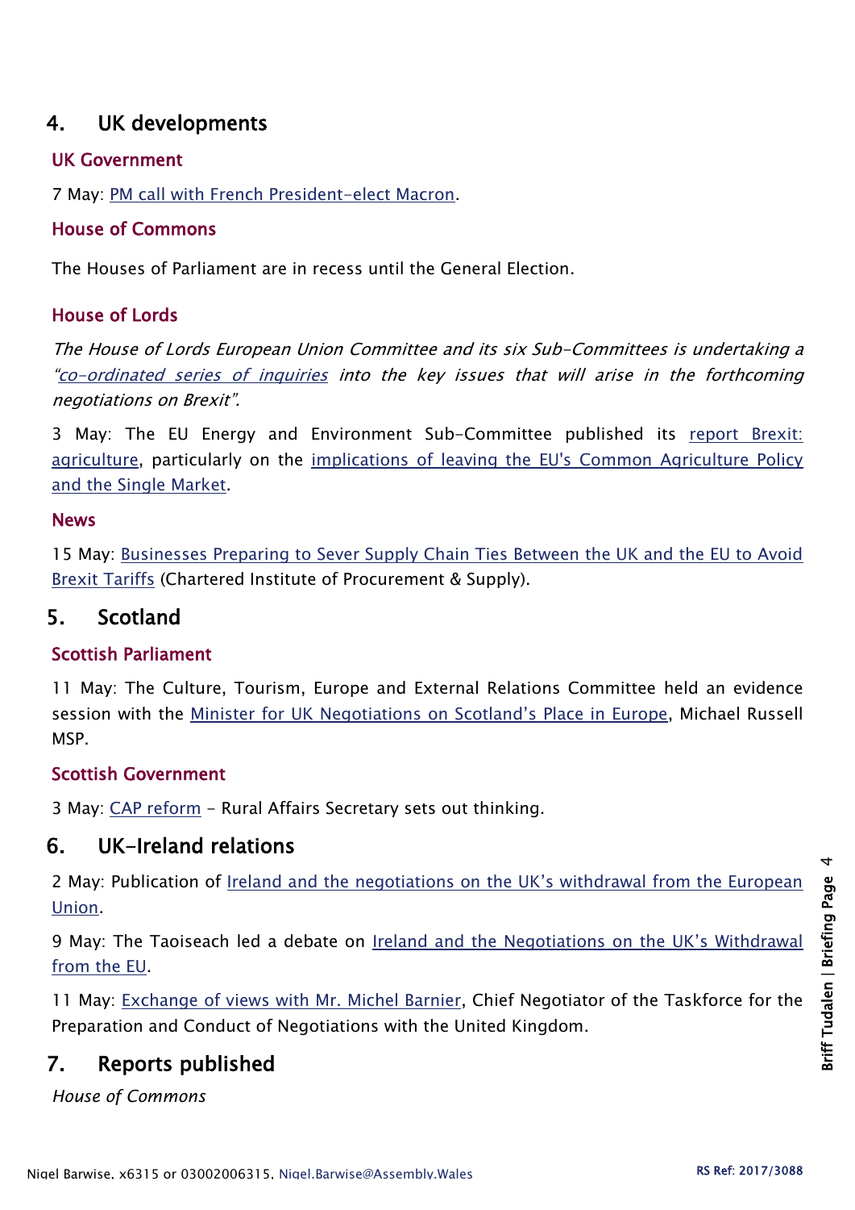## 4. UK developments

### UK Government

7 May: PM call with French President-elect Macron.

### House of Commons

The Houses of Parliament are in recess until the General Election.

### House of Lords

*The House of Lords European Union Committee and its six Sub-Committees is undertaking a "co-ordinated series of inquiries into the key issues that will arise in the forthcoming negotiations on Brexit".*

3 May: The EU Energy and Environment Sub-Committee published its report Brexit: agriculture, particularly on the implications of leaving the EU's Common Agriculture Policy and the Single Market.

### News

15 May: Businesses Preparing to Sever Supply Chain Ties Between the UK and the EU to Avoid Brexit Tariffs (Chartered Institute of Procurement & Supply).

## 5. Scotland

### Scottish Parliament

11 May: The Culture, Tourism, Europe and External Relations Committee held an evidence session with the Minister for UK Negotiations on Scotland's Place in Europe, Michael Russell MSP.

### Scottish Government

3 May: CAP reform – Rural Affairs Secretary sets out thinking.

## 6. UK-Ireland relations

2 May: Publication of Ireland and the negotiations on the UK's withdrawal from the European Union.

9 May: The Taoiseach led a debate on Ireland and the Negotiations on the UK's Withdrawal from the EU.

11 May: Exchange of views with Mr. Michel Barnier, Chief Negotiator of the Taskforce for the Preparation and Conduct of Negotiations with the United Kingdom.

## 7. Reports published

*House of Commons*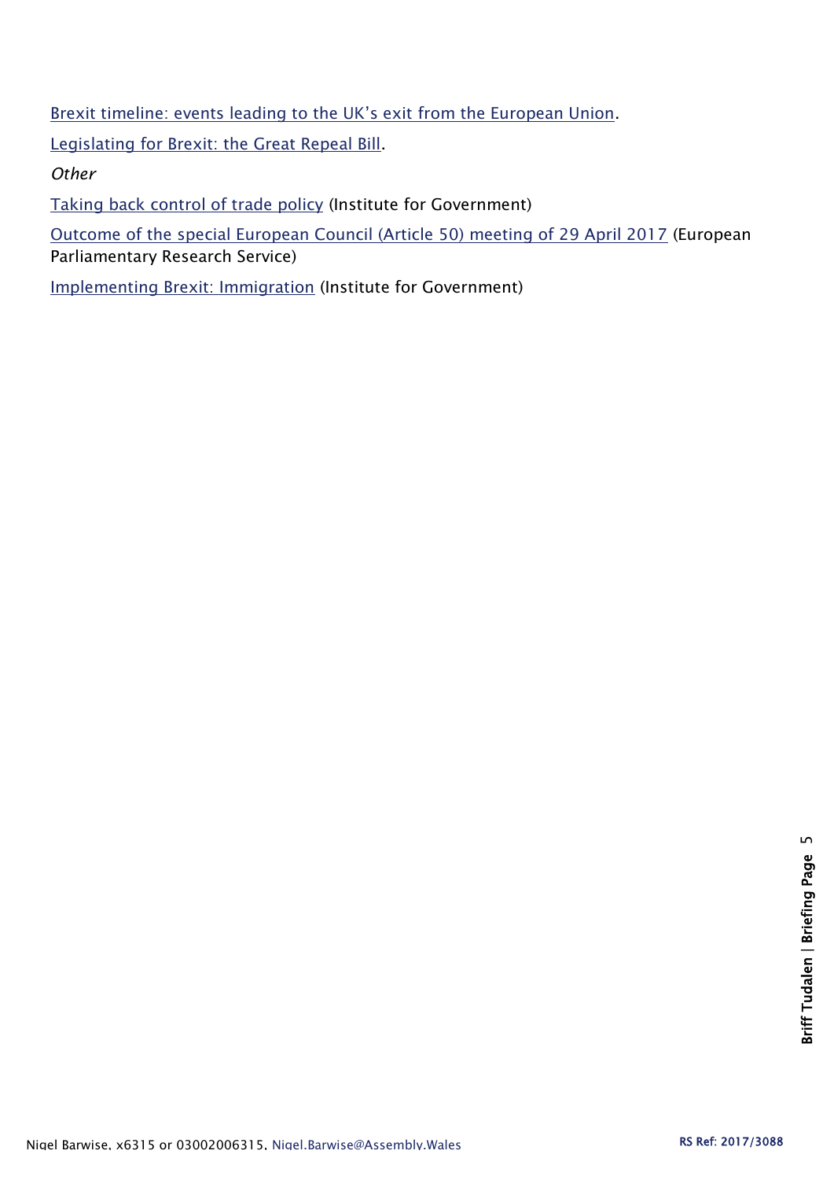Brexit timeline: events leading to the UK's exit from the European Union.

Legislating for Brexit: the Great Repeal Bill.

*Other*

Taking back control of trade policy (Institute for Government)

Outcome of the special European Council (Article 50) meeting of 29 April 2017 (European Parliamentary Research Service)

Implementing Brexit: Immigration (Institute for Government)

Nigel Barwise, x6315 or 03002006315, Nigel.Barwise@Assembly.Wales

RS Ref: 2017/3088